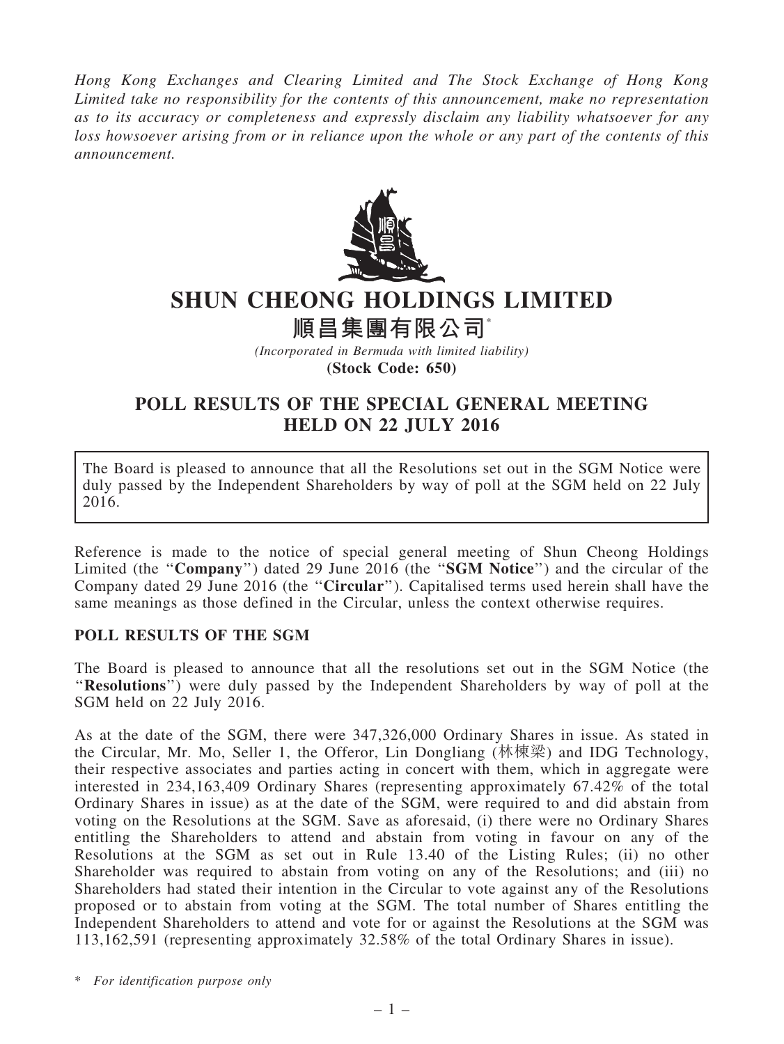*Hong Kong Exchanges and Clearing Limited and The Stock Exchange of Hong Kong Limited take no responsibility for the contents of this announcement, make no representation as to its accuracy or completeness and expressly disclaim any liability whatsoever for any loss howsoever arising from or in reliance upon the whole or any part of the contents of this announcement.*

# SHUN CHEONG HOLDINGS LIMITED

# 順昌集團有限公司*

*(Incorporated in Bermuda with limited liability)*

**(Stock Code: 650)**

## POLL RESULTS OF THE SPECIAL GENERAL MEETING HELD ON 22 JULY 2016

The Board is pleased to announce that all the Resolutions set out in the SGM Notice were duly passed by the Independent Shareholders by way of poll at the SGM held on 22 July 2016.

Reference is made to the notice of special general meeting of Shun Cheong Holdings Limited (the "**Company**") dated 29 June 2016 (the "**SGM Notice**") and the circular of the Company dated 29 June 2016 (the "**Circular**"). Capitalised terms used herein shall have the same meanings as those defined in the Circular, unless the context otherwise requires.

### POLL RESULTS OF THE SGM

The Board is pleased to announce that all the resolutions set out in the SGM Notice (the "**Resolutions**") were duly passed by the Independent Shareholders by way of poll at the SGM held on 22 July 2016.

As at the date of the SGM, there were 347,326,000 Ordinary Shares in issue. As stated in the Circular, Mr. Mo, Seller 1, the Offeror, Lin Dongliang (林棟梁) and IDG Technology, their respective associates and parties acting in concert with them, which in aggregate were interested in 234,163,409 Ordinary Shares (representing approximately 67.42% of the total Ordinary Shares in issue) as at the date of the SGM, were required to and did abstain from voting on the Resolutions at the SGM. Save as aforesaid, (i) there were no Ordinary Shares entitling the Shareholders to attend and abstain from voting in favour on any of the Resolutions at the SGM as set out in Rule 13.40 of the Listing Rules; (ii) no other Shareholder was required to abstain from voting on any of the Resolutions; and (iii) no Shareholders had stated their intention in the Circular to vote against any of the Resolutions proposed or to abstain from voting at the SGM. The total number of Shares entitling the Independent Shareholders to attend and vote for or against the Resolutions at the SGM was 113,162,591 (representing approximately 32.58% of the total Ordinary Shares in issue).

\* *For identification purpose only*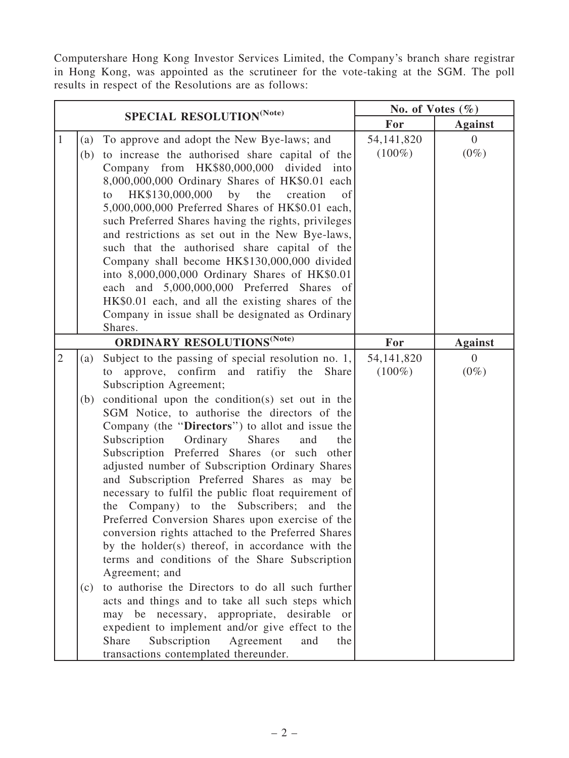Computershare Hong Kong Investor Services Limited, the Company's branch share registrar in Hong Kong, was appointed as the scrutineer for the vote-taking at the SGM. The poll results in respect of the Resolutions are as follows:

| | SPECIAL RESOLUTION[(Note)] | No. of Votes (%) | |
|---|---|---|---|
| | | **For** | **Against** |
| 1 | (a) To approve and adopt the New Bye-laws; and<br>(b) to increase the authorised share capital of the Company from HK$80,000,000 divided into 8,000,000,000 Ordinary Shares of HK$0.01 each to HK$130,000,000 by the creation of 5,000,000,000 Preferred Shares of HK$0.01 each, such Preferred Shares having the rights, privileges and restrictions as set out in the New Bye-laws, such that the authorised share capital of the Company shall become HK$130,000,000 divided into 8,000,000,000 Ordinary Shares of HK$0.01 each and 5,000,000,000 Preferred Shares of HK$0.01 each, and all the existing shares of the Company in issue shall be designated as Ordinary Shares. | 54,141,820 (100%) | 0 (0%) |
| | **ORDINARY RESOLUTIONS[(Note)]** | **For** | **Against** |
| 2 | (a) Subject to the passing of special resolution no. 1, to approve, confirm and ratifiy the Share Subscription Agreement;<br>(b) conditional upon the condition(s) set out in the SGM Notice, to authorise the directors of the Company (the "**Directors**") to allot and issue the Subscription Ordinary Shares and the Subscription Preferred Shares (or such other adjusted number of Subscription Ordinary Shares and Subscription Preferred Shares as may be necessary to fulfil the public float requirement of the Company) to the Subscribers; and the Preferred Conversion Shares upon exercise of the conversion rights attached to the Preferred Shares by the holder(s) thereof, in accordance with the terms and conditions of the Share Subscription Agreement; and<br>(c) to authorise the Directors to do all such further acts and things and to take all such steps which may be necessary, appropriate, desirable or expedient to implement and/or give effect to the Share Subscription Agreement and the transactions contemplated thereunder. | 54,141,820 (100%) | 0 (0%) |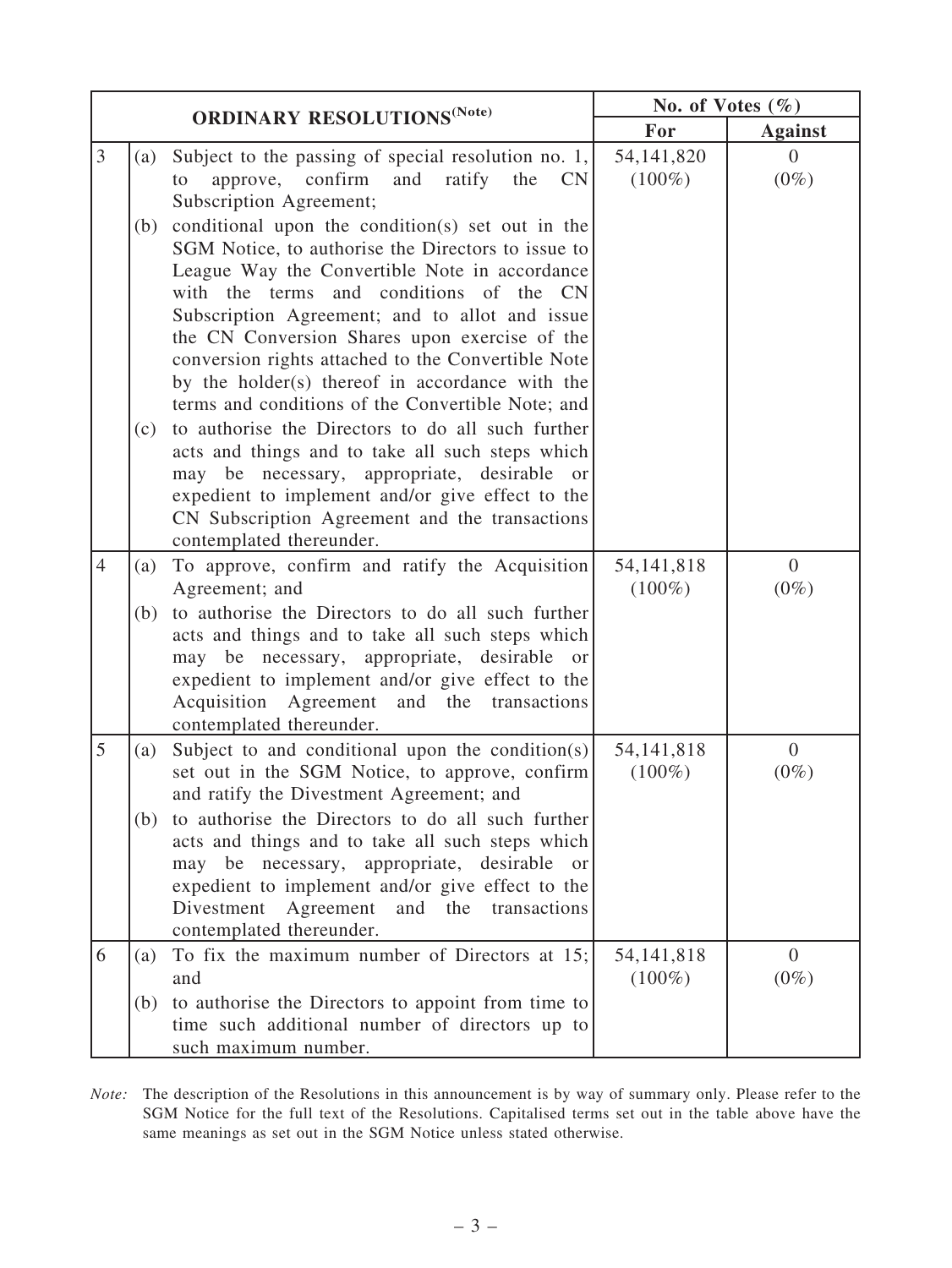| ORDINARY RESOLUTIONS[(Note)] | | No. of Votes (%) | |
|---|---|---|---|
| | | For | Against |
| 3 | (a) Subject to the passing of special resolution no. 1, to approve, confirm and ratify the CN Subscription Agreement;<br>(b) conditional upon the condition(s) set out in the SGM Notice, to authorise the Directors to issue to League Way the Convertible Note in accordance with the terms and conditions of the CN Subscription Agreement; and to allot and issue the CN Conversion Shares upon exercise of the conversion rights attached to the Convertible Note by the holder(s) thereof in accordance with the terms and conditions of the Convertible Note; and<br>(c) to authorise the Directors to do all such further acts and things and to take all such steps which may be necessary, appropriate, desirable or expedient to implement and/or give effect to the CN Subscription Agreement and the transactions contemplated thereunder. | 54,141,820 (100%) | 0 (0%) |
| 4 | (a) To approve, confirm and ratify the Acquisition Agreement; and<br>(b) to authorise the Directors to do all such further acts and things and to take all such steps which may be necessary, appropriate, desirable or expedient to implement and/or give effect to the Acquisition Agreement and the transactions contemplated thereunder. | 54,141,818 (100%) | 0 (0%) |
| 5 | (a) Subject to and conditional upon the condition(s) set out in the SGM Notice, to approve, confirm and ratify the Divestment Agreement; and<br>(b) to authorise the Directors to do all such further acts and things and to take all such steps which may be necessary, appropriate, desirable or expedient to implement and/or give effect to the Divestment Agreement and the transactions contemplated thereunder. | 54,141,818 (100%) | 0 (0%) |
| 6 | (a) To fix the maximum number of Directors at 15; and<br>(b) to authorise the Directors to appoint from time to time such additional number of directors up to such maximum number. | 54,141,818 (100%) | 0 (0%) |

*Note:* The description of the Resolutions in this announcement is by way of summary only. Please refer to the SGM Notice for the full text of the Resolutions. Capitalised terms set out in the table above have the same meanings as set out in the SGM Notice unless stated otherwise.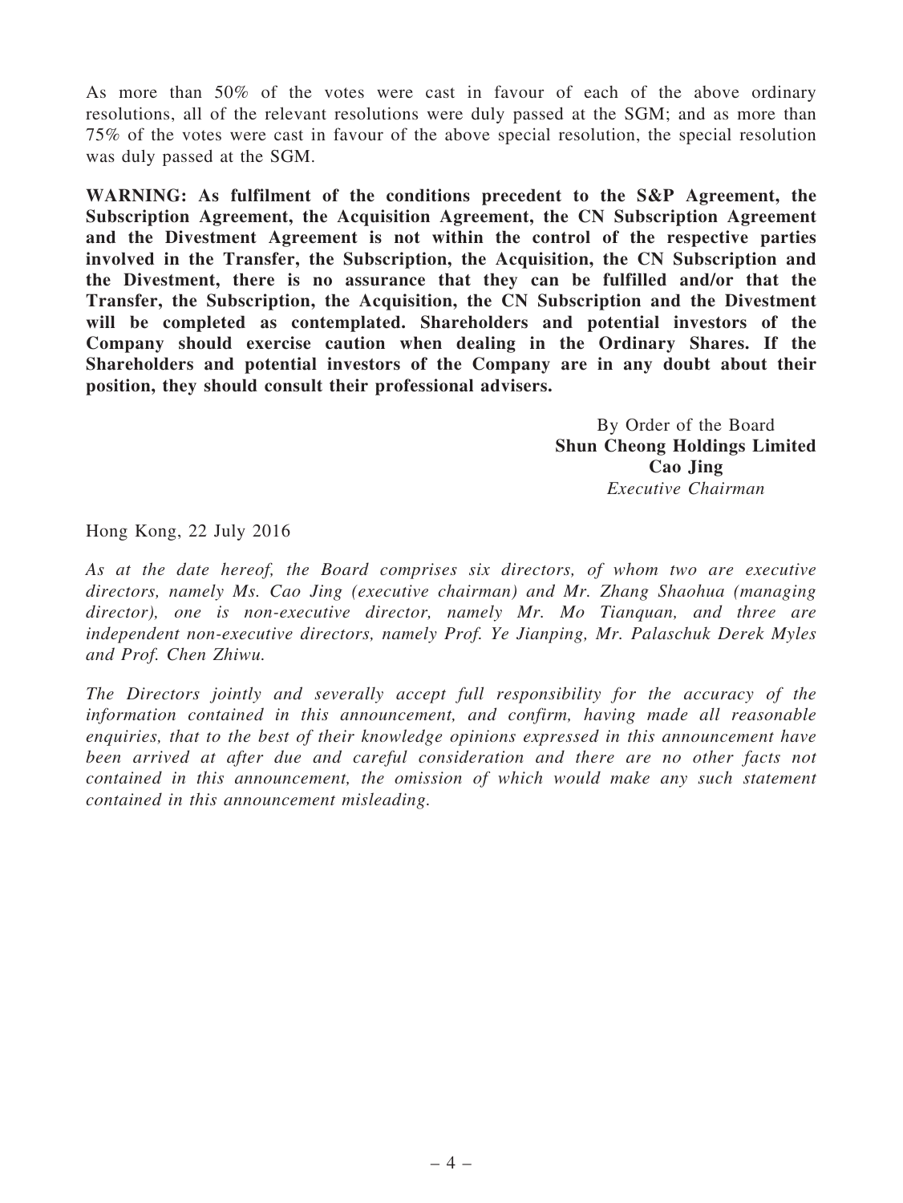As more than 50% of the votes were cast in favour of each of the above ordinary resolutions, all of the relevant resolutions were duly passed at the SGM; and as more than 75% of the votes were cast in favour of the above special resolution, the special resolution was duly passed at the SGM.

**WARNING: As fulfilment of the conditions precedent to the S&P Agreement, the Subscription Agreement, the Acquisition Agreement, the CN Subscription Agreement and the Divestment Agreement is not within the control of the respective parties involved in the Transfer, the Subscription, the Acquisition, the CN Subscription and the Divestment, there is no assurance that they can be fulfilled and/or that the Transfer, the Subscription, the Acquisition, the CN Subscription and the Divestment will be completed as contemplated. Shareholders and potential investors of the Company should exercise caution when dealing in the Ordinary Shares. If the Shareholders and potential investors of the Company are in any doubt about their position, they should consult their professional advisers.**

By Order of the Board
**Shun Cheong Holdings Limited**
**Cao Jing**
*Executive Chairman*

Hong Kong, 22 July 2016

*As at the date hereof, the Board comprises six directors, of whom two are executive directors, namely Ms. Cao Jing (executive chairman) and Mr. Zhang Shaohua (managing director), one is non-executive director, namely Mr. Mo Tianquan, and three are independent non-executive directors, namely Prof. Ye Jianping, Mr. Palaschuk Derek Myles and Prof. Chen Zhiwu.*

*The Directors jointly and severally accept full responsibility for the accuracy of the information contained in this announcement, and confirm, having made all reasonable enquiries, that to the best of their knowledge opinions expressed in this announcement have been arrived at after due and careful consideration and there are no other facts not contained in this announcement, the omission of which would make any such statement contained in this announcement misleading.*